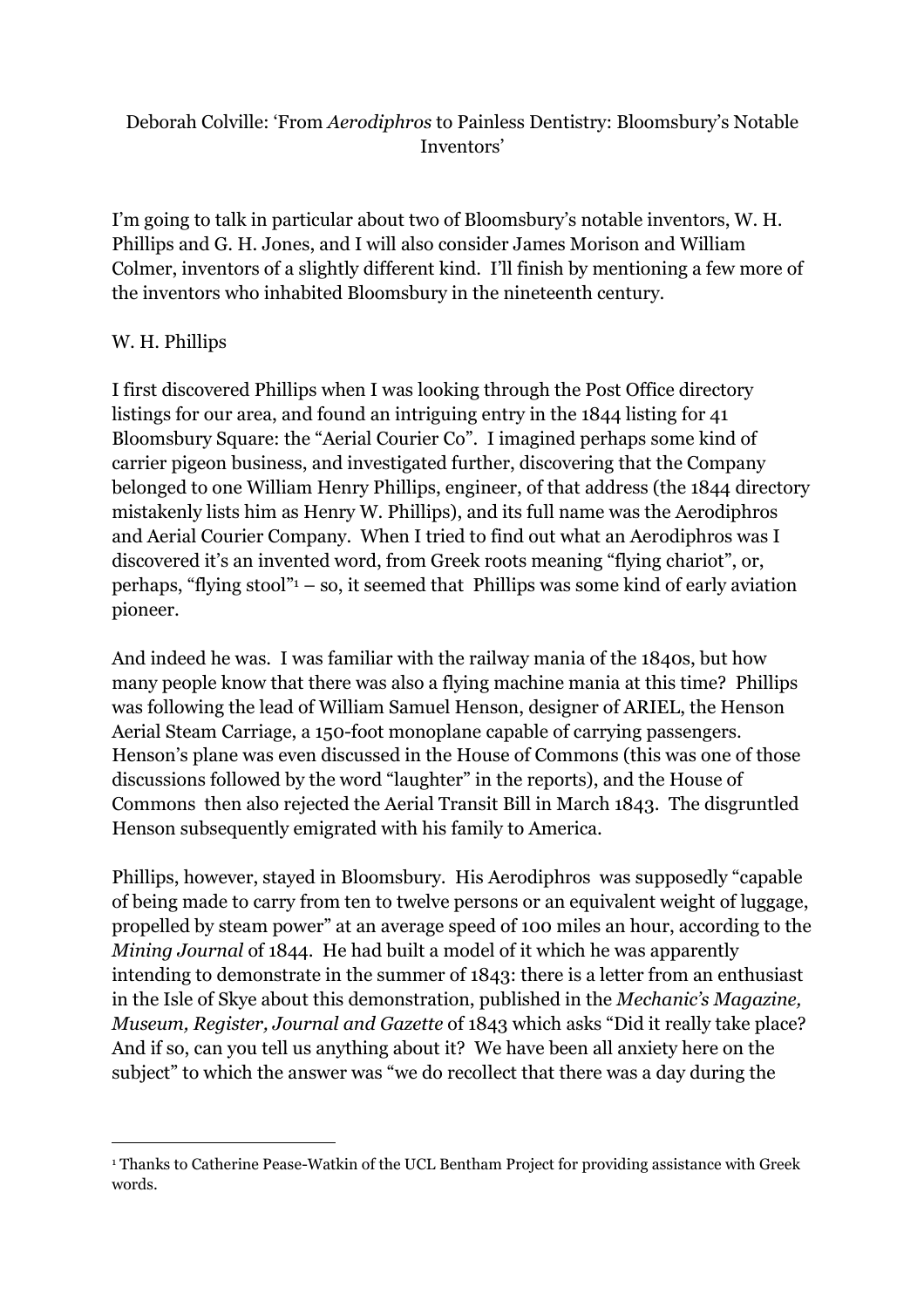Deborah Colville: 'From *Aerodiphros* to Painless Dentistry: Bloomsbury's Notable Inventors'

I'm going to talk in particular about two of Bloomsbury's notable inventors, W. H. Phillips and G. H. Jones, and I will also consider James Morison and William Colmer, inventors of a slightly different kind. I'll finish by mentioning a few more of the inventors who inhabited Bloomsbury in the nineteenth century.

## W. H. Phillips

I first discovered Phillips when I was looking through the Post Office directory listings for our area, and found an intriguing entry in the 1844 listing for 41 Bloomsbury Square: the "Aerial Courier Co". I imagined perhaps some kind of carrier pigeon business, and investigated further, discovering that the Company belonged to one William Henry Phillips, engineer, of that address (the 1844 directory mistakenly lists him as Henry W. Phillips), and its full name was the Aerodiphros and Aerial Courier Company. When I tried to find out what an Aerodiphros was I discovered it's an invented word, from Greek roots meaning "flying chariot", or, perhaps, "flying stool"[1] – so, it seemed that Phillips was some kind of early aviation pioneer.

And indeed he was. I was familiar with the railway mania of the 1840s, but how many people know that there was also a flying machine mania at this time? Phillips was following the lead of William Samuel Henson, designer of ARIEL, the Henson Aerial Steam Carriage, a 150-foot monoplane capable of carrying passengers. Henson's plane was even discussed in the House of Commons (this was one of those discussions followed by the word "laughter" in the reports), and the House of Commons then also rejected the Aerial Transit Bill in March 1843. The disgruntled Henson subsequently emigrated with his family to America.

Phillips, however, stayed in Bloomsbury. His Aerodiphros was supposedly "capable of being made to carry from ten to twelve persons or an equivalent weight of luggage, propelled by steam power" at an average speed of 100 miles an hour, according to the *Mining Journal* of 1844. He had built a model of it which he was apparently intending to demonstrate in the summer of 1843: there is a letter from an enthusiast in the Isle of Skye about this demonstration, published in the *Mechanic's Magazine, Museum, Register, Journal and Gazette* of 1843 which asks "Did it really take place? And if so, can you tell us anything about it? We have been all anxiety here on the subject" to which the answer was "we do recollect that there was a day during the

---

[1] Thanks to Catherine Pease-Watkin of the UCL Bentham Project for providing assistance with Greek words.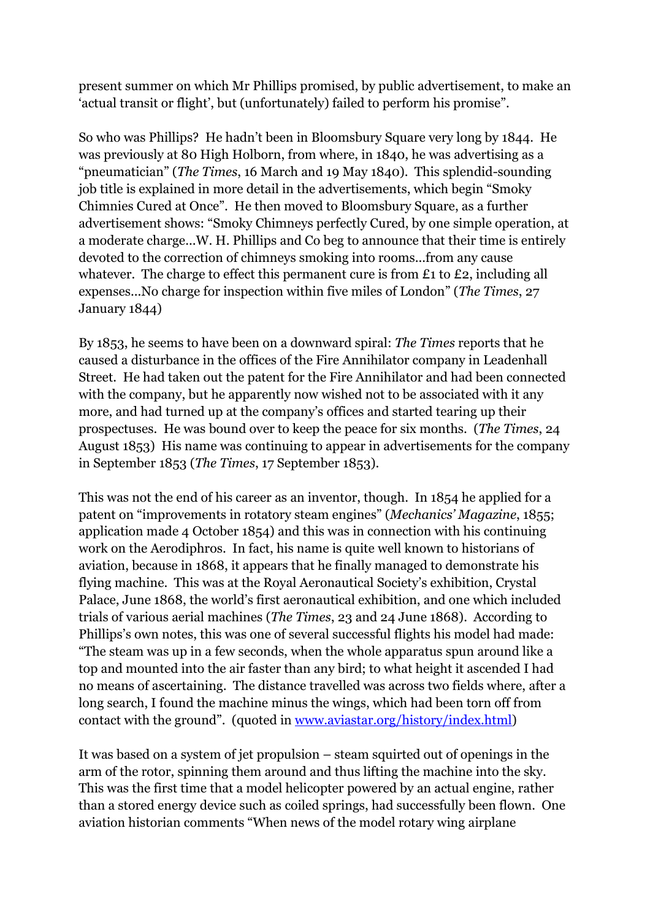present summer on which Mr Phillips promised, by public advertisement, to make an 'actual transit or flight', but (unfortunately) failed to perform his promise".

So who was Phillips? He hadn't been in Bloomsbury Square very long by 1844. He was previously at 80 High Holborn, from where, in 1840, he was advertising as a "pneumatician" (*The Times*, 16 March and 19 May 1840). This splendid-sounding job title is explained in more detail in the advertisements, which begin "Smoky Chimnies Cured at Once". He then moved to Bloomsbury Square, as a further advertisement shows: "Smoky Chimneys perfectly Cured, by one simple operation, at a moderate charge…W. H. Phillips and Co beg to announce that their time is entirely devoted to the correction of chimneys smoking into rooms…from any cause whatever. The charge to effect this permanent cure is from £1 to £2, including all expenses…No charge for inspection within five miles of London" (*The Times*, 27 January 1844)

By 1853, he seems to have been on a downward spiral: *The Times* reports that he caused a disturbance in the offices of the Fire Annihilator company in Leadenhall Street. He had taken out the patent for the Fire Annihilator and had been connected with the company, but he apparently now wished not to be associated with it any more, and had turned up at the company's offices and started tearing up their prospectuses. He was bound over to keep the peace for six months. (*The Times*, 24 August 1853) His name was continuing to appear in advertisements for the company in September 1853 (*The Times*, 17 September 1853).

This was not the end of his career as an inventor, though. In 1854 he applied for a patent on "improvements in rotatory steam engines" (*Mechanics' Magazine*, 1855; application made 4 October 1854) and this was in connection with his continuing work on the Aerodiphros. In fact, his name is quite well known to historians of aviation, because in 1868, it appears that he finally managed to demonstrate his flying machine. This was at the Royal Aeronautical Society's exhibition, Crystal Palace, June 1868, the world's first aeronautical exhibition, and one which included trials of various aerial machines (*The Times*, 23 and 24 June 1868). According to Phillips's own notes, this was one of several successful flights his model had made: "The steam was up in a few seconds, when the whole apparatus spun around like a top and mounted into the air faster than any bird; to what height it ascended I had no means of ascertaining. The distance travelled was across two fields where, after a long search, I found the machine minus the wings, which had been torn off from contact with the ground". (quoted in [www.aviastar.org/history/index.html](www.aviastar.org/history/index.html))

It was based on a system of jet propulsion – steam squirted out of openings in the arm of the rotor, spinning them around and thus lifting the machine into the sky. This was the first time that a model helicopter powered by an actual engine, rather than a stored energy device such as coiled springs, had successfully been flown. One aviation historian comments "When news of the model rotary wing airplane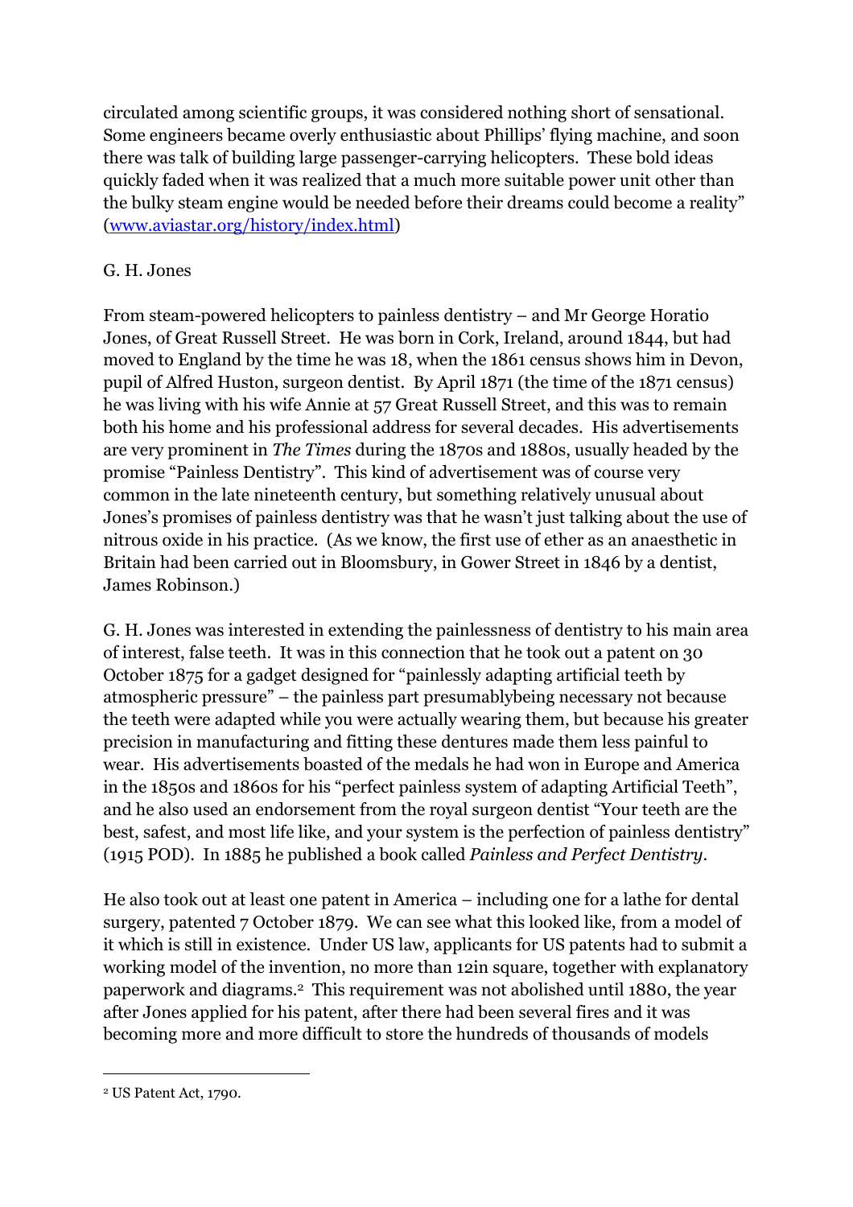circulated among scientific groups, it was considered nothing short of sensational. Some engineers became overly enthusiastic about Phillips' flying machine, and soon there was talk of building large passenger-carrying helicopters. These bold ideas quickly faded when it was realized that a much more suitable power unit other than the bulky steam engine would be needed before their dreams could become a reality" (www.aviastar.org/history/index.html)

G. H. Jones

From steam-powered helicopters to painless dentistry – and Mr George Horatio Jones, of Great Russell Street. He was born in Cork, Ireland, around 1844, but had moved to England by the time he was 18, when the 1861 census shows him in Devon, pupil of Alfred Huston, surgeon dentist. By April 1871 (the time of the 1871 census) he was living with his wife Annie at 57 Great Russell Street, and this was to remain both his home and his professional address for several decades. His advertisements are very prominent in *The Times* during the 1870s and 1880s, usually headed by the promise "Painless Dentistry". This kind of advertisement was of course very common in the late nineteenth century, but something relatively unusual about Jones's promises of painless dentistry was that he wasn't just talking about the use of nitrous oxide in his practice. (As we know, the first use of ether as an anaesthetic in Britain had been carried out in Bloomsbury, in Gower Street in 1846 by a dentist, James Robinson.)

G. H. Jones was interested in extending the painlessness of dentistry to his main area of interest, false teeth. It was in this connection that he took out a patent on 30 October 1875 for a gadget designed for "painlessly adapting artificial teeth by atmospheric pressure" – the painless part presumablybeing necessary not because the teeth were adapted while you were actually wearing them, but because his greater precision in manufacturing and fitting these dentures made them less painful to wear. His advertisements boasted of the medals he had won in Europe and America in the 1850s and 1860s for his "perfect painless system of adapting Artificial Teeth", and he also used an endorsement from the royal surgeon dentist "Your teeth are the best, safest, and most life like, and your system is the perfection of painless dentistry" (1915 POD). In 1885 he published a book called *Painless and Perfect Dentistry*.

He also took out at least one patent in America – including one for a lathe for dental surgery, patented 7 October 1879. We can see what this looked like, from a model of it which is still in existence. Under US law, applicants for US patents had to submit a working model of the invention, no more than 12in square, together with explanatory paperwork and diagrams.[2] This requirement was not abolished until 1880, the year after Jones applied for his patent, after there had been several fires and it was becoming more and more difficult to store the hundreds of thousands of models

[2] US Patent Act, 1790.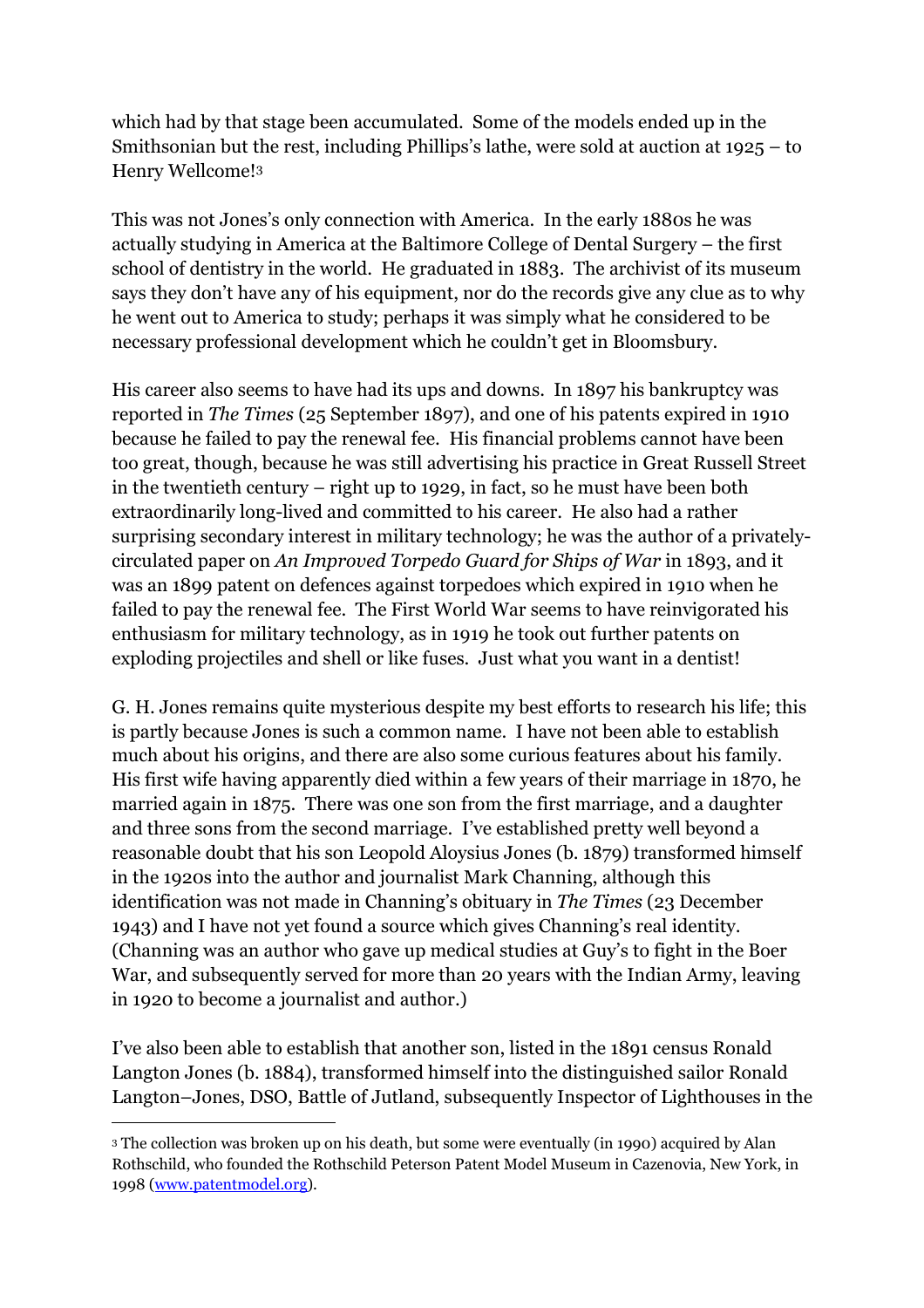which had by that stage been accumulated. Some of the models ended up in the Smithsonian but the rest, including Phillips's lathe, were sold at auction at 1925 – to Henry Wellcome![3]

This was not Jones's only connection with America. In the early 1880s he was actually studying in America at the Baltimore College of Dental Surgery – the first school of dentistry in the world. He graduated in 1883. The archivist of its museum says they don't have any of his equipment, nor do the records give any clue as to why he went out to America to study; perhaps it was simply what he considered to be necessary professional development which he couldn't get in Bloomsbury.

His career also seems to have had its ups and downs. In 1897 his bankruptcy was reported in *The Times* (25 September 1897), and one of his patents expired in 1910 because he failed to pay the renewal fee. His financial problems cannot have been too great, though, because he was still advertising his practice in Great Russell Street in the twentieth century – right up to 1929, in fact, so he must have been both extraordinarily long-lived and committed to his career. He also had a rather surprising secondary interest in military technology; he was the author of a privately-circulated paper on *An Improved Torpedo Guard for Ships of War* in 1893, and it was an 1899 patent on defences against torpedoes which expired in 1910 when he failed to pay the renewal fee. The First World War seems to have reinvigorated his enthusiasm for military technology, as in 1919 he took out further patents on exploding projectiles and shell or like fuses. Just what you want in a dentist!

G. H. Jones remains quite mysterious despite my best efforts to research his life; this is partly because Jones is such a common name. I have not been able to establish much about his origins, and there are also some curious features about his family. His first wife having apparently died within a few years of their marriage in 1870, he married again in 1875. There was one son from the first marriage, and a daughter and three sons from the second marriage. I've established pretty well beyond a reasonable doubt that his son Leopold Aloysius Jones (b. 1879) transformed himself in the 1920s into the author and journalist Mark Channing, although this identification was not made in Channing's obituary in *The Times* (23 December 1943) and I have not yet found a source which gives Channing's real identity. (Channing was an author who gave up medical studies at Guy's to fight in the Boer War, and subsequently served for more than 20 years with the Indian Army, leaving in 1920 to become a journalist and author.)

I've also been able to establish that another son, listed in the 1891 census Ronald Langton Jones (b. 1884), transformed himself into the distinguished sailor Ronald Langton–Jones, DSO, Battle of Jutland, subsequently Inspector of Lighthouses in the

---

[3] The collection was broken up on his death, but some were eventually (in 1990) acquired by Alan Rothschild, who founded the Rothschild Peterson Patent Model Museum in Cazenovia, New York, in 1998 ([www.patentmodel.org](www.patentmodel.org)).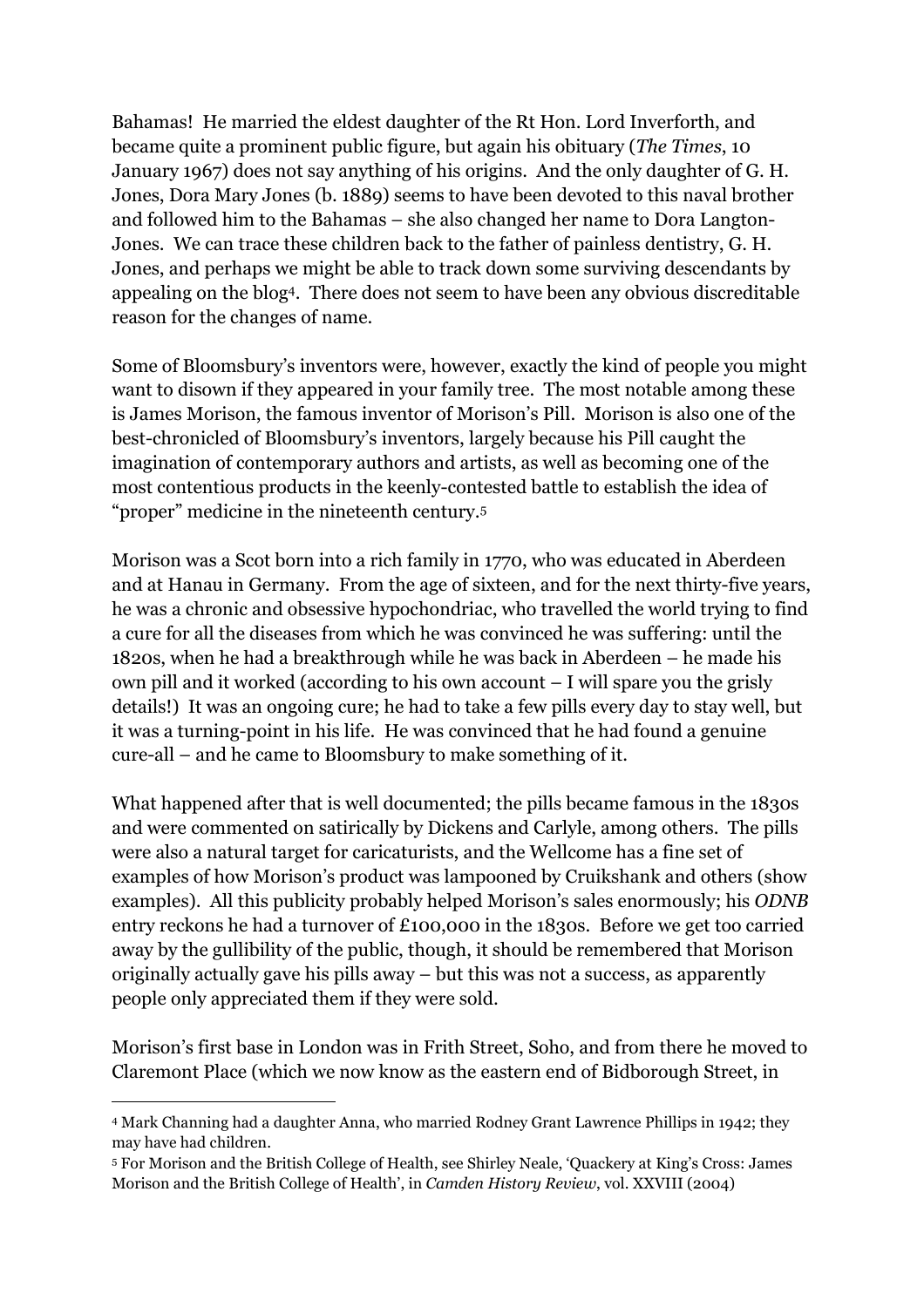Bahamas! He married the eldest daughter of the Rt Hon. Lord Inverforth, and became quite a prominent public figure, but again his obituary (*The Times*, 10 January 1967) does not say anything of his origins. And the only daughter of G. H. Jones, Dora Mary Jones (b. 1889) seems to have been devoted to this naval brother and followed him to the Bahamas – she also changed her name to Dora Langton-Jones. We can trace these children back to the father of painless dentistry, G. H. Jones, and perhaps we might be able to track down some surviving descendants by appealing on the blog[4]. There does not seem to have been any obvious discreditable reason for the changes of name.

Some of Bloomsbury's inventors were, however, exactly the kind of people you might want to disown if they appeared in your family tree. The most notable among these is James Morison, the famous inventor of Morison's Pill. Morison is also one of the best-chronicled of Bloomsbury's inventors, largely because his Pill caught the imagination of contemporary authors and artists, as well as becoming one of the most contentious products in the keenly-contested battle to establish the idea of "proper" medicine in the nineteenth century.[5]

Morison was a Scot born into a rich family in 1770, who was educated in Aberdeen and at Hanau in Germany. From the age of sixteen, and for the next thirty-five years, he was a chronic and obsessive hypochondriac, who travelled the world trying to find a cure for all the diseases from which he was convinced he was suffering: until the 1820s, when he had a breakthrough while he was back in Aberdeen – he made his own pill and it worked (according to his own account – I will spare you the grisly details!) It was an ongoing cure; he had to take a few pills every day to stay well, but it was a turning-point in his life. He was convinced that he had found a genuine cure-all – and he came to Bloomsbury to make something of it.

What happened after that is well documented; the pills became famous in the 1830s and were commented on satirically by Dickens and Carlyle, among others. The pills were also a natural target for caricaturists, and the Wellcome has a fine set of examples of how Morison's product was lampooned by Cruikshank and others (show examples). All this publicity probably helped Morison's sales enormously; his *ODNB* entry reckons he had a turnover of £100,000 in the 1830s. Before we get too carried away by the gullibility of the public, though, it should be remembered that Morison originally actually gave his pills away – but this was not a success, as apparently people only appreciated them if they were sold.

Morison's first base in London was in Frith Street, Soho, and from there he moved to Claremont Place (which we now know as the eastern end of Bidborough Street, in

---

[4] Mark Channing had a daughter Anna, who married Rodney Grant Lawrence Phillips in 1942; they may have had children.

[5] For Morison and the British College of Health, see Shirley Neale, 'Quackery at King's Cross: James Morison and the British College of Health', in *Camden History Review*, vol. XXVIII (2004)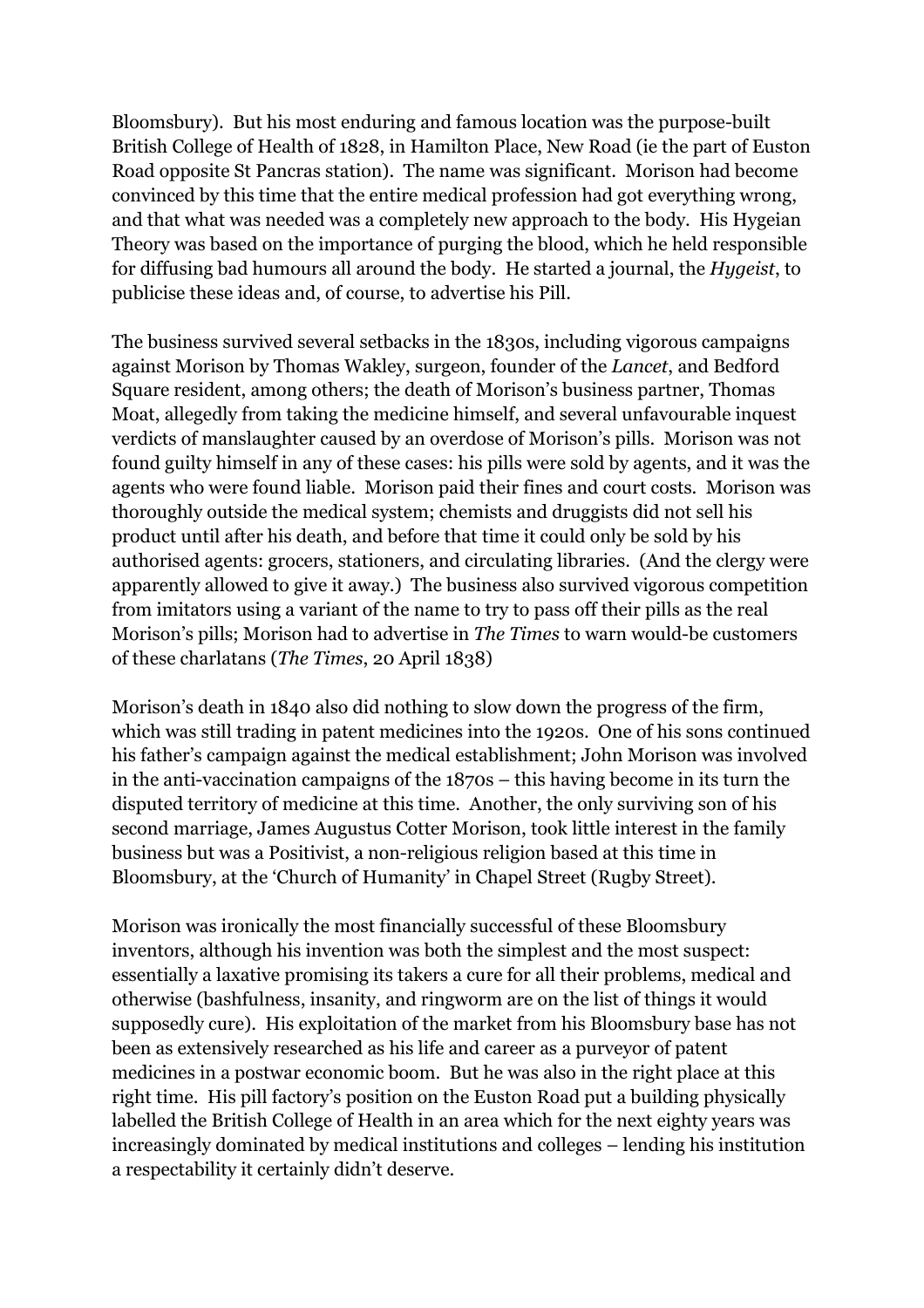Bloomsbury). But his most enduring and famous location was the purpose-built British College of Health of 1828, in Hamilton Place, New Road (ie the part of Euston Road opposite St Pancras station). The name was significant. Morison had become convinced by this time that the entire medical profession had got everything wrong, and that what was needed was a completely new approach to the body. His Hygeian Theory was based on the importance of purging the blood, which he held responsible for diffusing bad humours all around the body. He started a journal, the *Hygeist*, to publicise these ideas and, of course, to advertise his Pill.

The business survived several setbacks in the 1830s, including vigorous campaigns against Morison by Thomas Wakley, surgeon, founder of the *Lancet*, and Bedford Square resident, among others; the death of Morison's business partner, Thomas Moat, allegedly from taking the medicine himself, and several unfavourable inquest verdicts of manslaughter caused by an overdose of Morison's pills. Morison was not found guilty himself in any of these cases: his pills were sold by agents, and it was the agents who were found liable. Morison paid their fines and court costs. Morison was thoroughly outside the medical system; chemists and druggists did not sell his product until after his death, and before that time it could only be sold by his authorised agents: grocers, stationers, and circulating libraries. (And the clergy were apparently allowed to give it away.) The business also survived vigorous competition from imitators using a variant of the name to try to pass off their pills as the real Morison's pills; Morison had to advertise in *The Times* to warn would-be customers of these charlatans (*The Times*, 20 April 1838)

Morison's death in 1840 also did nothing to slow down the progress of the firm, which was still trading in patent medicines into the 1920s. One of his sons continued his father's campaign against the medical establishment; John Morison was involved in the anti-vaccination campaigns of the 1870s – this having become in its turn the disputed territory of medicine at this time. Another, the only surviving son of his second marriage, James Augustus Cotter Morison, took little interest in the family business but was a Positivist, a non-religious religion based at this time in Bloomsbury, at the 'Church of Humanity' in Chapel Street (Rugby Street).

Morison was ironically the most financially successful of these Bloomsbury inventors, although his invention was both the simplest and the most suspect: essentially a laxative promising its takers a cure for all their problems, medical and otherwise (bashfulness, insanity, and ringworm are on the list of things it would supposedly cure). His exploitation of the market from his Bloomsbury base has not been as extensively researched as his life and career as a purveyor of patent medicines in a postwar economic boom. But he was also in the right place at this right time. His pill factory's position on the Euston Road put a building physically labelled the British College of Health in an area which for the next eighty years was increasingly dominated by medical institutions and colleges – lending his institution a respectability it certainly didn't deserve.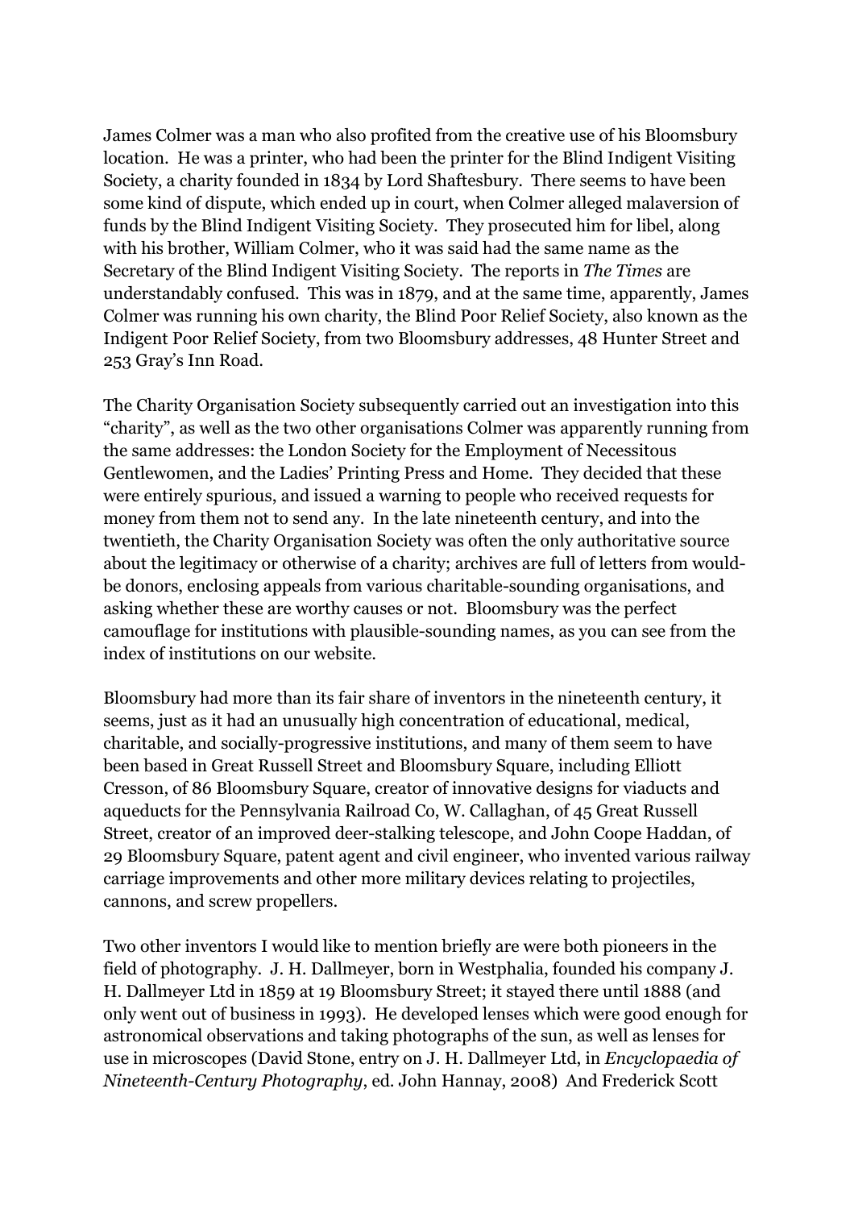James Colmer was a man who also profited from the creative use of his Bloomsbury location. He was a printer, who had been the printer for the Blind Indigent Visiting Society, a charity founded in 1834 by Lord Shaftesbury. There seems to have been some kind of dispute, which ended up in court, when Colmer alleged malaversion of funds by the Blind Indigent Visiting Society. They prosecuted him for libel, along with his brother, William Colmer, who it was said had the same name as the Secretary of the Blind Indigent Visiting Society. The reports in *The Times* are understandably confused. This was in 1879, and at the same time, apparently, James Colmer was running his own charity, the Blind Poor Relief Society, also known as the Indigent Poor Relief Society, from two Bloomsbury addresses, 48 Hunter Street and 253 Gray's Inn Road.

The Charity Organisation Society subsequently carried out an investigation into this "charity", as well as the two other organisations Colmer was apparently running from the same addresses: the London Society for the Employment of Necessitous Gentlewomen, and the Ladies' Printing Press and Home. They decided that these were entirely spurious, and issued a warning to people who received requests for money from them not to send any. In the late nineteenth century, and into the twentieth, the Charity Organisation Society was often the only authoritative source about the legitimacy or otherwise of a charity; archives are full of letters from would-be donors, enclosing appeals from various charitable-sounding organisations, and asking whether these are worthy causes or not. Bloomsbury was the perfect camouflage for institutions with plausible-sounding names, as you can see from the index of institutions on our website.

Bloomsbury had more than its fair share of inventors in the nineteenth century, it seems, just as it had an unusually high concentration of educational, medical, charitable, and socially-progressive institutions, and many of them seem to have been based in Great Russell Street and Bloomsbury Square, including Elliott Cresson, of 86 Bloomsbury Square, creator of innovative designs for viaducts and aqueducts for the Pennsylvania Railroad Co, W. Callaghan, of 45 Great Russell Street, creator of an improved deer-stalking telescope, and John Coope Haddan, of 29 Bloomsbury Square, patent agent and civil engineer, who invented various railway carriage improvements and other more military devices relating to projectiles, cannons, and screw propellers.

Two other inventors I would like to mention briefly are were both pioneers in the field of photography. J. H. Dallmeyer, born in Westphalia, founded his company J. H. Dallmeyer Ltd in 1859 at 19 Bloomsbury Street; it stayed there until 1888 (and only went out of business in 1993). He developed lenses which were good enough for astronomical observations and taking photographs of the sun, as well as lenses for use in microscopes (David Stone, entry on J. H. Dallmeyer Ltd, in *Encyclopaedia of Nineteenth-Century Photography*, ed. John Hannay, 2008) And Frederick Scott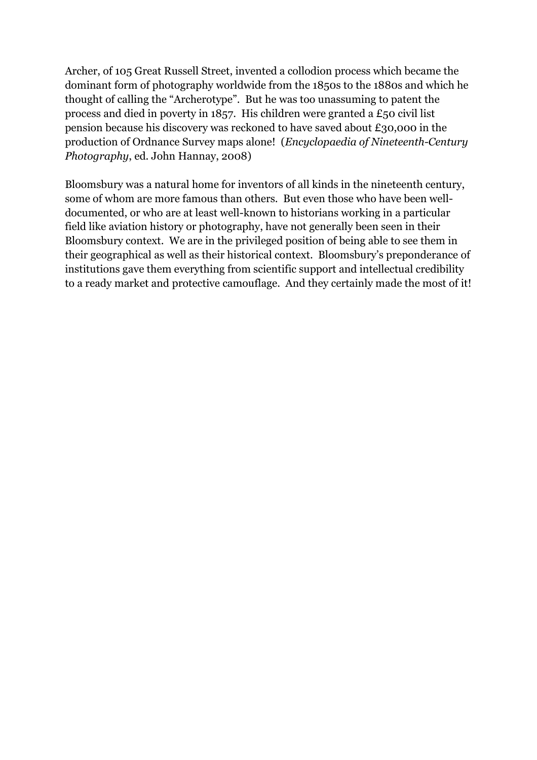Archer, of 105 Great Russell Street, invented a collodion process which became the dominant form of photography worldwide from the 1850s to the 1880s and which he thought of calling the "Archerotype". But he was too unassuming to patent the process and died in poverty in 1857. His children were granted a £50 civil list pension because his discovery was reckoned to have saved about £30,000 in the production of Ordnance Survey maps alone! (*Encyclopaedia of Nineteenth-Century Photography*, ed. John Hannay, 2008)

Bloomsbury was a natural home for inventors of all kinds in the nineteenth century, some of whom are more famous than others. But even those who have been well-documented, or who are at least well-known to historians working in a particular field like aviation history or photography, have not generally been seen in their Bloomsbury context. We are in the privileged position of being able to see them in their geographical as well as their historical context. Bloomsbury's preponderance of institutions gave them everything from scientific support and intellectual credibility to a ready market and protective camouflage. And they certainly made the most of it!